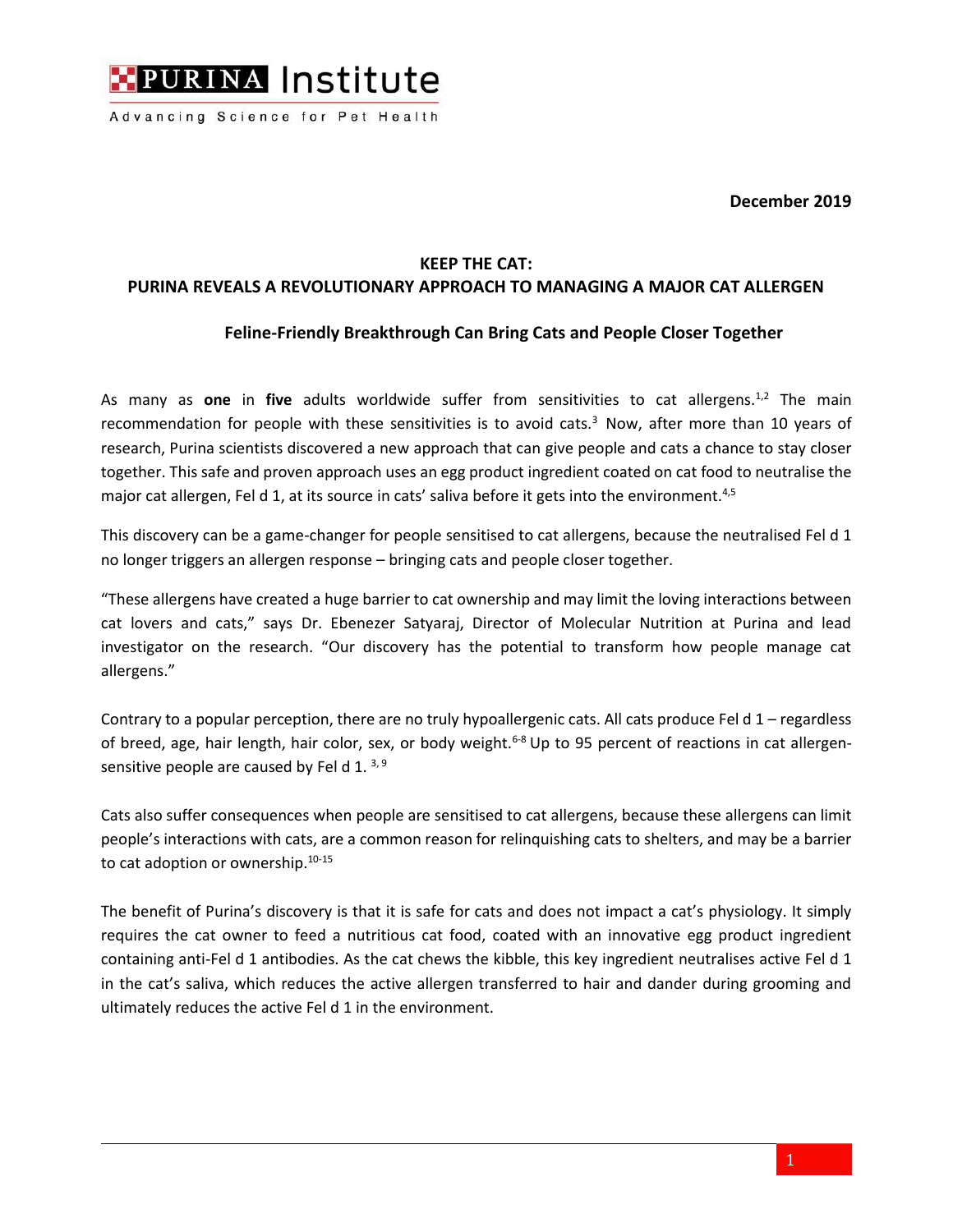**PURINA Institute**

Advancing Science for Pet Health

**December 2019**

## KEEP THE CAT: PURINA REVEALS A REVOLUTIONARY APPROACH TO MANAGING A MAJOR CAT ALLERGEN

### Feline-Friendly Breakthrough Can Bring Cats and People Closer Together

As many as **one** in **five** adults worldwide suffer from sensitivities to cat allergens.[1,2] The main recommendation for people with these sensitivities is to avoid cats.[3] Now, after more than 10 years of research, Purina scientists discovered a new approach that can give people and cats a chance to stay closer together. This safe and proven approach uses an egg product ingredient coated on cat food to neutralise the major cat allergen, Fel d 1, at its source in cats' saliva before it gets into the environment.[4,5]

This discovery can be a game-changer for people sensitised to cat allergens, because the neutralised Fel d 1 no longer triggers an allergen response – bringing cats and people closer together.

"These allergens have created a huge barrier to cat ownership and may limit the loving interactions between cat lovers and cats," says Dr. Ebenezer Satyaraj, Director of Molecular Nutrition at Purina and lead investigator on the research. "Our discovery has the potential to transform how people manage cat allergens."

Contrary to a popular perception, there are no truly hypoallergenic cats. All cats produce Fel d 1 – regardless of breed, age, hair length, hair color, sex, or body weight.[6-8] Up to 95 percent of reactions in cat allergen-sensitive people are caused by Fel d 1.[3,9]

Cats also suffer consequences when people are sensitised to cat allergens, because these allergens can limit people's interactions with cats, are a common reason for relinquishing cats to shelters, and may be a barrier to cat adoption or ownership.[10-15]

The benefit of Purina's discovery is that it is safe for cats and does not impact a cat's physiology. It simply requires the cat owner to feed a nutritious cat food, coated with an innovative egg product ingredient containing anti-Fel d 1 antibodies. As the cat chews the kibble, this key ingredient neutralises active Fel d 1 in the cat's saliva, which reduces the active allergen transferred to hair and dander during grooming and ultimately reduces the active Fel d 1 in the environment.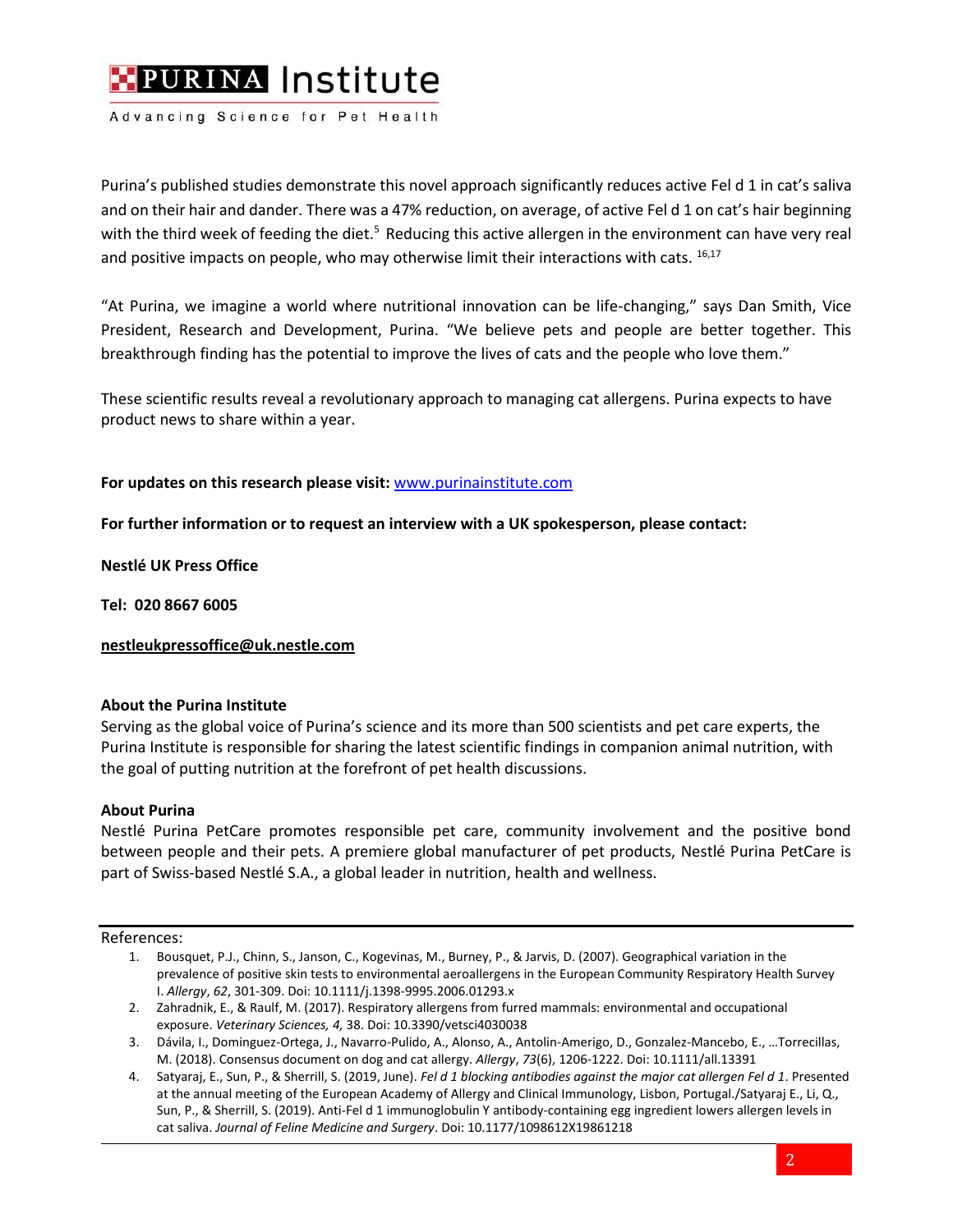Purina's published studies demonstrate this novel approach significantly reduces active Fel d 1 in cat's saliva and on their hair and dander. There was a 47% reduction, on average, of active Fel d 1 on cat's hair beginning with the third week of feeding the diet.[5] Reducing this active allergen in the environment can have very real and positive impacts on people, who may otherwise limit their interactions with cats.[16,17]

"At Purina, we imagine a world where nutritional innovation can be life-changing," says Dan Smith, Vice President, Research and Development, Purina. "We believe pets and people are better together. This breakthrough finding has the potential to improve the lives of cats and the people who love them."

These scientific results reveal a revolutionary approach to managing cat allergens. Purina expects to have product news to share within a year.

**For updates on this research please visit:** [www.purinainstitute.com](www.purinainstitute.com)

**For further information or to request an interview with a UK spokesperson, please contact:**

**Nestlé UK Press Office**

**Tel: 020 8667 6005**

**nestleukpressoffice@uk.nestle.com**

**About the Purina Institute**
Serving as the global voice of Purina's science and its more than 500 scientists and pet care experts, the Purina Institute is responsible for sharing the latest scientific findings in companion animal nutrition, with the goal of putting nutrition at the forefront of pet health discussions.

**About Purina**
Nestlé Purina PetCare promotes responsible pet care, community involvement and the positive bond between people and their pets. A premiere global manufacturer of pet products, Nestlé Purina PetCare is part of Swiss-based Nestlé S.A., a global leader in nutrition, health and wellness.

References:

1. Bousquet, P.J., Chinn, S., Janson, C., Kogevinas, M., Burney, P., & Jarvis, D. (2007). Geographical variation in the prevalence of positive skin tests to environmental aeroallergens in the European Community Respiratory Health Survey I. *Allergy*, *62*, 301-309. Doi: 10.1111/j.1398-9995.2006.01293.x
2. Zahradnik, E., & Raulf, M. (2017). Respiratory allergens from furred mammals: environmental and occupational exposure. *Veterinary Sciences, 4,* 38. Doi: 10.3390/vetsci4030038
3. Dávila, I., Dominguez-Ortega, J., Navarro-Pulido, A., Alonso, A., Antolin-Amerigo, D., Gonzalez-Mancebo, E., …Torrecillas, M. (2018). Consensus document on dog and cat allergy. *Allergy*, *73*(6), 1206-1222. Doi: 10.1111/all.13391
4. Satyaraj, E., Sun, P., & Sherrill, S. (2019, June). *Fel d 1 blocking antibodies against the major cat allergen Fel d 1*. Presented at the annual meeting of the European Academy of Allergy and Clinical Immunology, Lisbon, Portugal./Satyaraj E., Li, Q., Sun, P., & Sherrill, S. (2019). Anti-Fel d 1 immunoglobulin Y antibody-containing egg ingredient lowers allergen levels in cat saliva. *Journal of Feline Medicine and Surgery*. Doi: 10.1177/1098612X19861218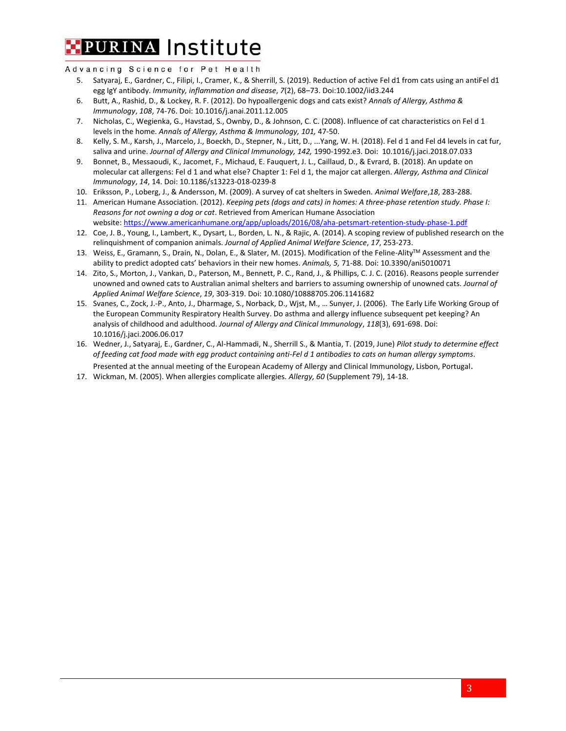5. Satyaraj, E., Gardner, C., Filipi, I., Cramer, K., & Sherrill, S. (2019). Reduction of active Fel d1 from cats using an antiFel d1 egg IgY antibody. *Immunity, inflammation and disease*, *7*(2), 68–73. Doi:10.1002/iid3.244
6. Butt, A., Rashid, D., & Lockey, R. F. (2012). Do hypoallergenic dogs and cats exist? *Annals of Allergy, Asthma & Immunology*, *108*, 74-76. Doi: 10.1016/j.anai.2011.12.005
7. Nicholas, C., Wegienka, G., Havstad, S., Ownby, D., & Johnson, C. C. (2008). Influence of cat characteristics on Fel d 1 levels in the home. *Annals of Allergy, Asthma & Immunology, 101,* 47-50.
8. Kelly, S. M., Karsh, J., Marcelo, J., Boeckh, D., Stepner, N., Litt, D., ...Yang, W. H. (2018). Fel d 1 and Fel d4 levels in cat fur, saliva and urine. *Journal of Allergy and Clinical Immunology, 142,* 1990-1992.e3. Doi: 10.1016/j.jaci.2018.07.033
9. Bonnet, B., Messaoudi, K., Jacomet, F., Michaud, E. Fauquert, J. L., Caillaud, D., & Evrard, B. (2018). An update on molecular cat allergens: Fel d 1 and what else? Chapter 1: Fel d 1, the major cat allergen. *Allergy, Asthma and Clinical Immunology*, *14*, 14. Doi: 10.1186/s13223-018-0239-8
10. Eriksson, P., Loberg, J., & Andersson, M. (2009). A survey of cat shelters in Sweden. *Animal Welfare*,*18*, 283-288.
11. American Humane Association. (2012). *Keeping pets (dogs and cats) in homes: A three-phase retention study. Phase I: Reasons for not owning a dog or cat*. Retrieved from American Humane Association website: https://www.americanhumane.org/app/uploads/2016/08/aha-petsmart-retention-study-phase-1.pdf
12. Coe, J. B., Young, I., Lambert, K., Dysart, L., Borden, L. N., & Rajic, A. (2014). A scoping review of published research on the relinquishment of companion animals. *Journal of Applied Animal Welfare Science*, *17*, 253-273.
13. Weiss, E., Gramann, S., Drain, N., Dolan, E., & Slater, M. (2015). Modification of the Feline-Ality™ Assessment and the ability to predict adopted cats' behaviors in their new homes. *Animals, 5,* 71-88. Doi: 10.3390/ani5010071
14. Zito, S., Morton, J., Vankan, D., Paterson, M., Bennett, P. C., Rand, J., & Phillips, C. J. C. (2016). Reasons people surrender unowned and owned cats to Australian animal shelters and barriers to assuming ownership of unowned cats. *Journal of Applied Animal Welfare Science*, *19*, 303-319. Doi: 10.1080/10888705.206.1141682
15. Svanes, C., Zock, J.-P., Anto, J., Dharmage, S., Norback, D., Wjst, M., … Sunyer, J. (2006). The Early Life Working Group of the European Community Respiratory Health Survey. Do asthma and allergy influence subsequent pet keeping? An analysis of childhood and adulthood. *Journal of Allergy and Clinical Immunology*, *118*(3), 691-698. Doi: 10.1016/j.jaci.2006.06.017
16. Wedner, J., Satyaraj, E., Gardner, C., Al-Hammadi, N., Sherrill S., & Mantia, T. (2019, June) *Pilot study to determine effect of feeding cat food made with egg product containing anti-Fel d 1 antibodies to cats on human allergy symptoms*. Presented at the annual meeting of the European Academy of Allergy and Clinical Immunology, Lisbon, Portugal.
17. Wickman, M. (2005). When allergies complicate allergies. *Allergy, 60* (Supplement 79), 14-18.